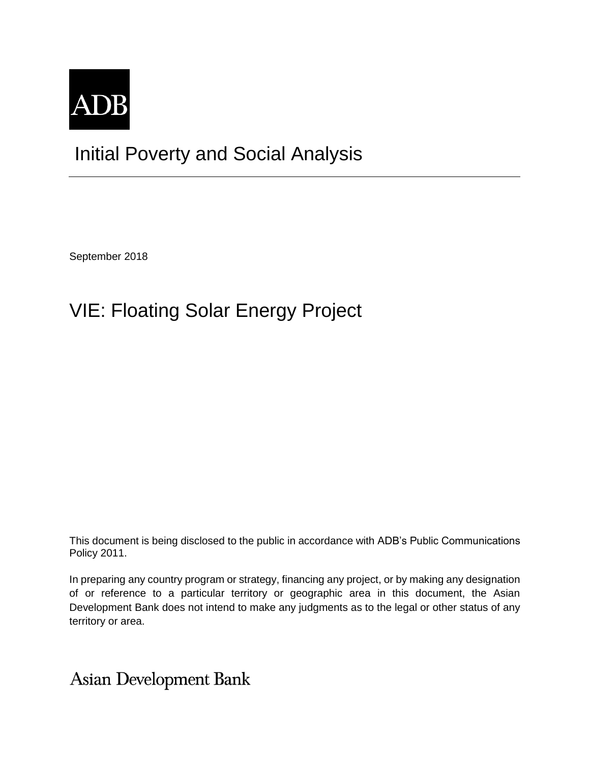ADB

# Initial Poverty and Social Analysis

September 2018

# VIE: Floating Solar Energy Project

This document is being disclosed to the public in accordance with ADB's Public Communications Policy 2011.

In preparing any country program or strategy, financing any project, or by making any designation of or reference to a particular territory or geographic area in this document, the Asian Development Bank does not intend to make any judgments as to the legal or other status of any territory or area.

Asian Development Bank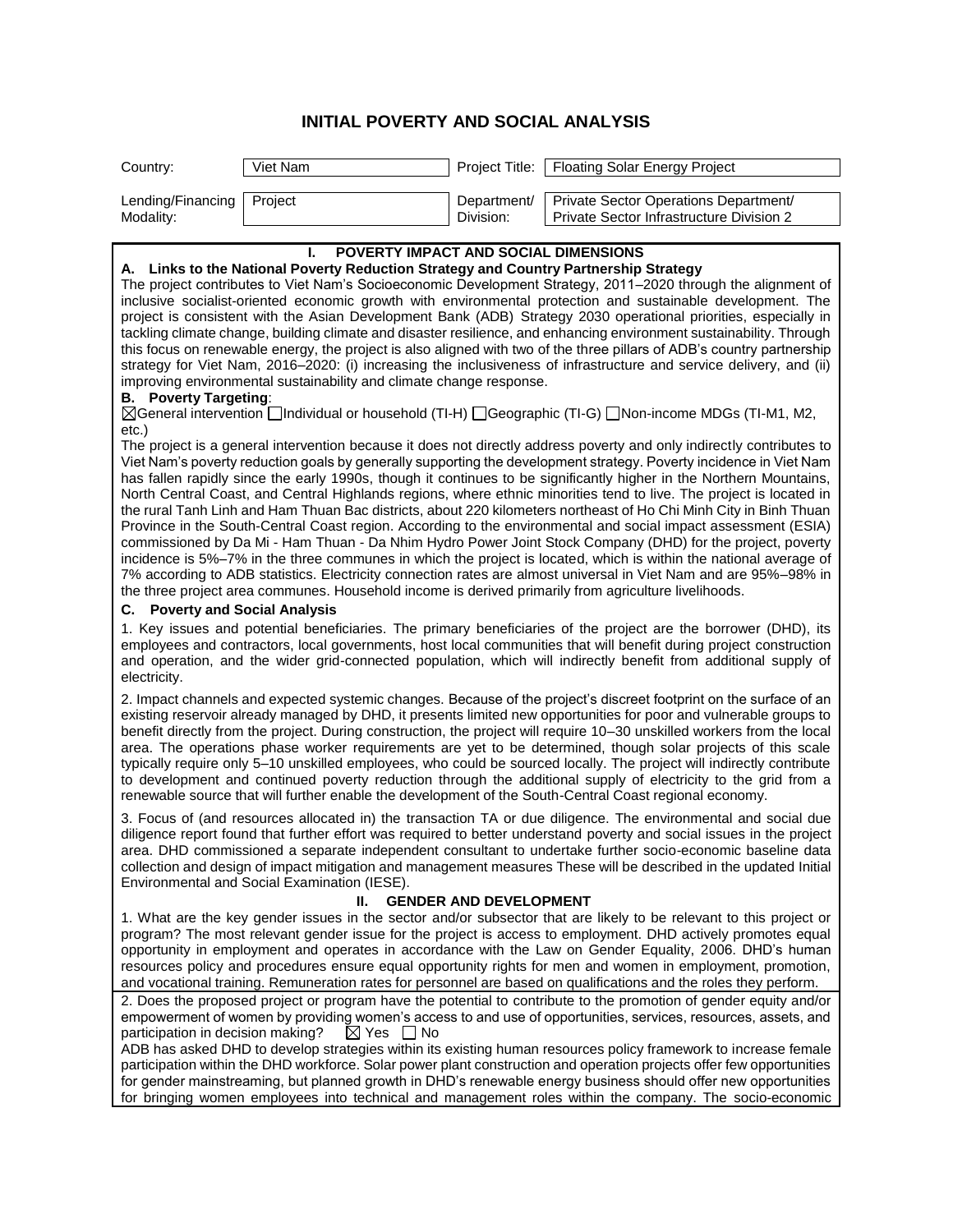# INITIAL POVERTY AND SOCIAL ANALYSIS

| Country: | Viet Nam | Project Title: | Floating Solar Energy Project |
|---|---|---|---|
| Lending/Financing Modality: | Project | Department/ Division: | Private Sector Operations Department/ Private Sector Infrastructure Division 2 |

## I. POVERTY IMPACT AND SOCIAL DIMENSIONS

### A. Links to the National Poverty Reduction Strategy and Country Partnership Strategy

The project contributes to Viet Nam's Socioeconomic Development Strategy, 2011–2020 through the alignment of inclusive socialist-oriented economic growth with environmental protection and sustainable development. The project is consistent with the Asian Development Bank (ADB) Strategy 2030 operational priorities, especially in tackling climate change, building climate and disaster resilience, and enhancing environment sustainability. Through this focus on renewable energy, the project is also aligned with two of the three pillars of ADB's country partnership strategy for Viet Nam, 2016–2020: (i) increasing the inclusiveness of infrastructure and service delivery, and (ii) improving environmental sustainability and climate change response.

### B. Poverty Targeting:

☒General intervention ☐Individual or household (TI-H) ☐Geographic (TI-G) ☐Non-income MDGs (TI-M1, M2, etc.)

The project is a general intervention because it does not directly address poverty and only indirectly contributes to Viet Nam's poverty reduction goals by generally supporting the development strategy. Poverty incidence in Viet Nam has fallen rapidly since the early 1990s, though it continues to be significantly higher in the Northern Mountains, North Central Coast, and Central Highlands regions, where ethnic minorities tend to live. The project is located in the rural Tanh Linh and Ham Thuan Bac districts, about 220 kilometers northeast of Ho Chi Minh City in Binh Thuan Province in the South-Central Coast region. According to the environmental and social impact assessment (ESIA) commissioned by Da Mi - Ham Thuan - Da Nhim Hydro Power Joint Stock Company (DHD) for the project, poverty incidence is 5%–7% in the three communes in which the project is located, which is within the national average of 7% according to ADB statistics. Electricity connection rates are almost universal in Viet Nam and are 95%–98% in the three project area communes. Household income is derived primarily from agriculture livelihoods.

### C. Poverty and Social Analysis

1. Key issues and potential beneficiaries. The primary beneficiaries of the project are the borrower (DHD), its employees and contractors, local governments, host local communities that will benefit during project construction and operation, and the wider grid-connected population, which will indirectly benefit from additional supply of electricity.

2. Impact channels and expected systemic changes. Because of the project's discreet footprint on the surface of an existing reservoir already managed by DHD, it presents limited new opportunities for poor and vulnerable groups to benefit directly from the project. During construction, the project will require 10–30 unskilled workers from the local area. The operations phase worker requirements are yet to be determined, though solar projects of this scale typically require only 5–10 unskilled employees, who could be sourced locally. The project will indirectly contribute to development and continued poverty reduction through the additional supply of electricity to the grid from a renewable source that will further enable the development of the South-Central Coast regional economy.

3. Focus of (and resources allocated in) the transaction TA or due diligence. The environmental and social due diligence report found that further effort was required to better understand poverty and social issues in the project area. DHD commissioned a separate independent consultant to undertake further socio-economic baseline data collection and design of impact mitigation and management measures These will be described in the updated Initial Environmental and Social Examination (IESE).

## II. GENDER AND DEVELOPMENT

1. What are the key gender issues in the sector and/or subsector that are likely to be relevant to this project or program? The most relevant gender issue for the project is access to employment. DHD actively promotes equal opportunity in employment and operates in accordance with the Law on Gender Equality, 2006. DHD's human resources policy and procedures ensure equal opportunity rights for men and women in employment, promotion, and vocational training. Remuneration rates for personnel are based on qualifications and the roles they perform.

2. Does the proposed project or program have the potential to contribute to the promotion of gender equity and/or empowerment of women by providing women's access to and use of opportunities, services, resources, assets, and participation in decision making? ☒ Yes ☐ No

ADB has asked DHD to develop strategies within its existing human resources policy framework to increase female participation within the DHD workforce. Solar power plant construction and operation projects offer few opportunities for gender mainstreaming, but planned growth in DHD's renewable energy business should offer new opportunities for bringing women employees into technical and management roles within the company. The socio-economic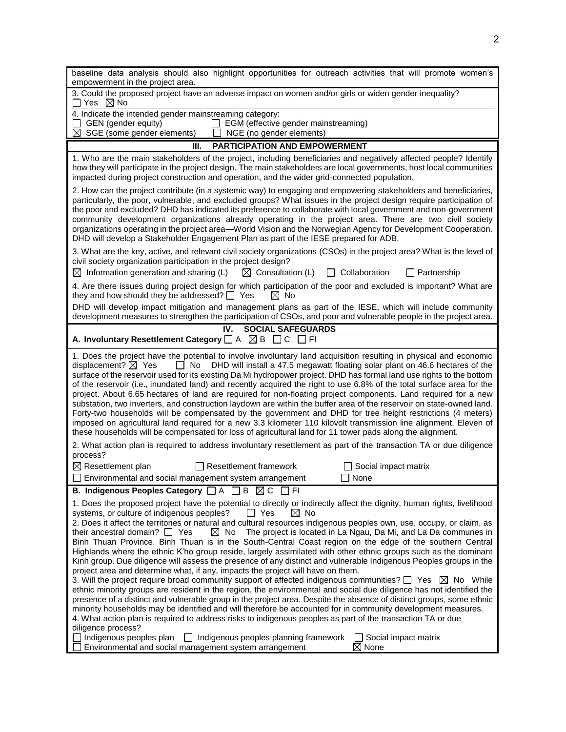baseline data analysis should also highlight opportunities for outreach activities that will promote women's empowerment in the project area.

3. Could the proposed project have an adverse impact on women and/or girls or widen gender inequality?
☐ Yes ☒ No

4. Indicate the intended gender mainstreaming category:
☐ GEN (gender equity) ☐ EGM (effective gender mainstreaming)
☒ SGE (some gender elements) ☐ NGE (no gender elements)

## III. PARTICIPATION AND EMPOWERMENT

1. Who are the main stakeholders of the project, including beneficiaries and negatively affected people? Identify how they will participate in the project design. The main stakeholders are local governments, host local communities impacted during project construction and operation, and the wider grid-connected population.

2. How can the project contribute (in a systemic way) to engaging and empowering stakeholders and beneficiaries, particularly, the poor, vulnerable, and excluded groups? What issues in the project design require participation of the poor and excluded? DHD has indicated its preference to collaborate with local government and non-government community development organizations already operating in the project area. There are two civil society organizations operating in the project area—World Vision and the Norwegian Agency for Development Cooperation. DHD will develop a Stakeholder Engagement Plan as part of the IESE prepared for ADB.

3. What are the key, active, and relevant civil society organizations (CSOs) in the project area? What is the level of civil society organization participation in the project design?
☒ Information generation and sharing (L) ☒ Consultation (L) ☐ Collaboration ☐ Partnership

4. Are there issues during project design for which participation of the poor and excluded is important? What are they and how should they be addressed? ☐ Yes ☒ No
DHD will develop impact mitigation and management plans as part of the IESE, which will include community development measures to strengthen the participation of CSOs, and poor and vulnerable people in the project area.

## IV. SOCIAL SAFEGUARDS

**A. Involuntary Resettlement Category** ☐ A ☒ B ☐ C ☐ FI

1. Does the project have the potential to involve involuntary land acquisition resulting in physical and economic displacement? ☒ Yes ☐ No DHD will install a 47.5 megawatt floating solar plant on 46.6 hectares of the surface of the reservoir used for its existing Da Mi hydropower project. DHD has formal land use rights to the bottom of the reservoir (i.e., inundated land) and recently acquired the right to use 6.8% of the total surface area for the project. About 6.65 hectares of land are required for non-floating project components. Land required for a new substation, two inverters, and construction laydown are within the buffer area of the reservoir on state-owned land. Forty-two households will be compensated by the government and DHD for tree height restrictions (4 meters) imposed on agricultural land required for a new 3.3 kilometer 110 kilovolt transmission line alignment. Eleven of these households will be compensated for loss of agricultural land for 11 tower pads along the alignment.

2. What action plan is required to address involuntary resettlement as part of the transaction TA or due diligence process?
☒ Resettlement plan ☐ Resettlement framework ☐ Social impact matrix
☐ Environmental and social management system arrangement ☐ None

**B. Indigenous Peoples Category** ☐ A ☐ B ☒ C ☐ FI

1. Does the proposed project have the potential to directly or indirectly affect the dignity, human rights, livelihood systems, or culture of indigenous peoples? ☐ Yes ☒ No
2. Does it affect the territories or natural and cultural resources indigenous peoples own, use, occupy, or claim, as their ancestral domain? ☐ Yes ☒ No The project is located in La Ngau, Da Mi, and La Da communes in Binh Thuan Province. Binh Thuan is in the South-Central Coast region on the edge of the southern Central Highlands where the ethnic K'ho group reside, largely assimilated with other ethnic groups such as the dominant Kinh group. Due diligence will assess the presence of any distinct and vulnerable Indigenous Peoples groups in the project area and determine what, if any, impacts the project will have on them.
3. Will the project require broad community support of affected indigenous communities? ☐ Yes ☒ No While ethnic minority groups are resident in the region, the environmental and social due diligence has not identified the presence of a distinct and vulnerable group in the project area. Despite the absence of distinct groups, some ethnic minority households may be identified and will therefore be accounted for in community development measures.
4. What action plan is required to address risks to indigenous peoples as part of the transaction TA or due diligence process?
☐ Indigenous peoples plan ☐ Indigenous peoples planning framework ☐ Social impact matrix
☐ Environmental and social management system arrangement ☒ None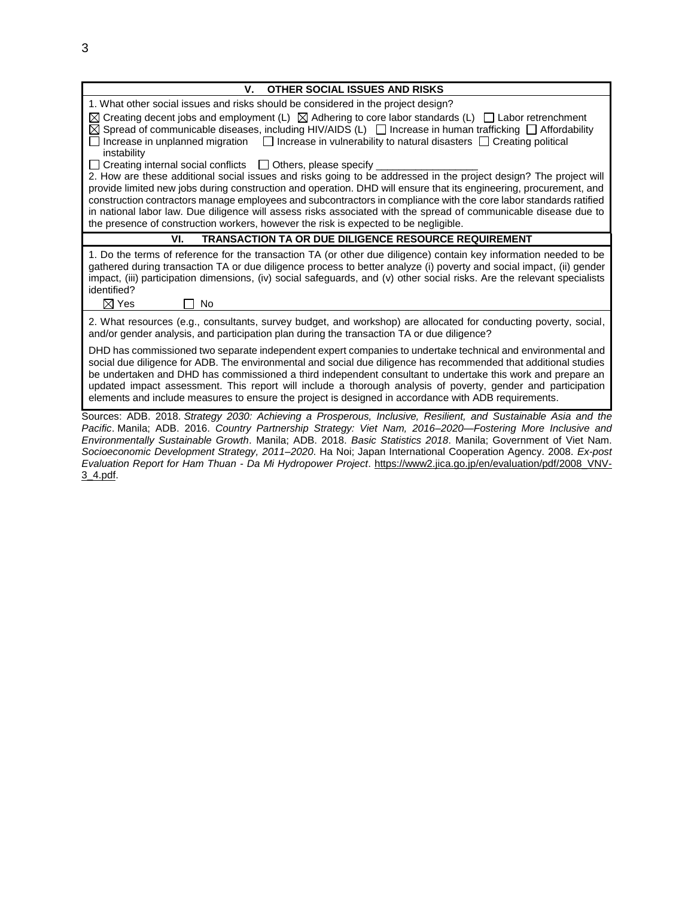## V. OTHER SOCIAL ISSUES AND RISKS

1. What other social issues and risks should be considered in the project design?

☒ Creating decent jobs and employment (L) ☒ Adhering to core labor standards (L) ☐ Labor retrenchment
☒ Spread of communicable diseases, including HIV/AIDS (L) ☐ Increase in human trafficking ☐ Affordability
☐ Increase in unplanned migration ☐ Increase in vulnerability to natural disasters ☐ Creating political instability
☐ Creating internal social conflicts ☐ Others, please specify _________________

2. How are these additional social issues and risks going to be addressed in the project design? The project will provide limited new jobs during construction and operation. DHD will ensure that its engineering, procurement, and construction contractors manage employees and subcontractors in compliance with the core labor standards ratified in national labor law. Due diligence will assess risks associated with the spread of communicable disease due to the presence of construction workers, however the risk is expected to be negligible.

## VI. TRANSACTION TA OR DUE DILIGENCE RESOURCE REQUIREMENT

1. Do the terms of reference for the transaction TA (or other due diligence) contain key information needed to be gathered during transaction TA or due diligence process to better analyze (i) poverty and social impact, (ii) gender impact, (iii) participation dimensions, (iv) social safeguards, and (v) other social risks. Are the relevant specialists identified?

☒ Yes ☐ No

2. What resources (e.g., consultants, survey budget, and workshop) are allocated for conducting poverty, social, and/or gender analysis, and participation plan during the transaction TA or due diligence?

DHD has commissioned two separate independent expert companies to undertake technical and environmental and social due diligence for ADB. The environmental and social due diligence has recommended that additional studies be undertaken and DHD has commissioned a third independent consultant to undertake this work and prepare an updated impact assessment. This report will include a thorough analysis of poverty, gender and participation elements and include measures to ensure the project is designed in accordance with ADB requirements.

Sources: ADB. 2018. *Strategy 2030: Achieving a Prosperous, Inclusive, Resilient, and Sustainable Asia and the Pacific*. Manila; ADB. 2016. *Country Partnership Strategy: Viet Nam, 2016–2020—Fostering More Inclusive and Environmentally Sustainable Growth*. Manila; ADB. 2018. *Basic Statistics 2018*. Manila; Government of Viet Nam. *Socioeconomic Development Strategy, 2011–2020*. Ha Noi; Japan International Cooperation Agency. 2008. *Ex-post Evaluation Report for Ham Thuan - Da Mi Hydropower Project*. https://www2.jica.go.jp/en/evaluation/pdf/2008_VNV-3_4.pdf.